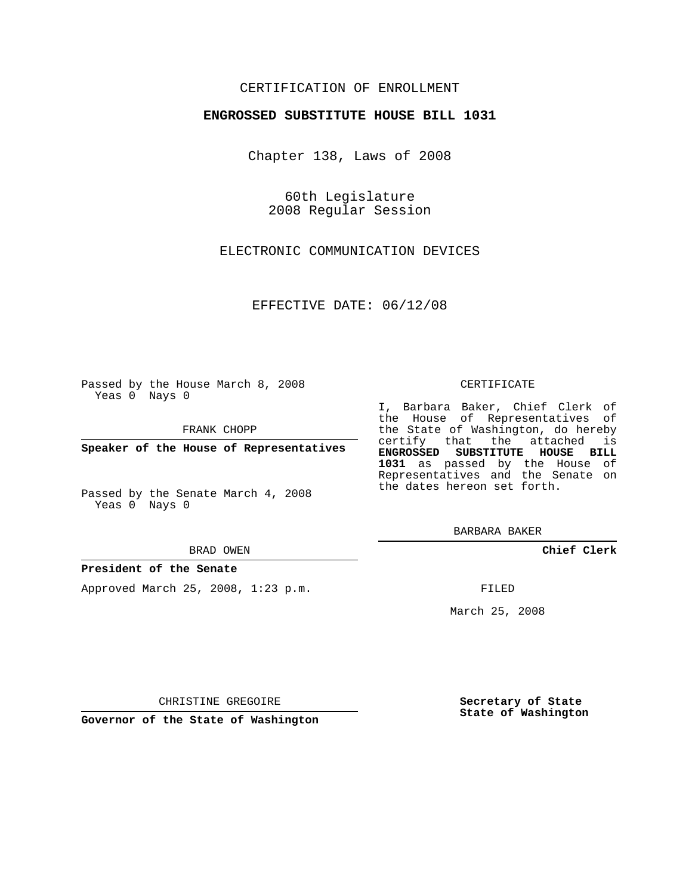CERTIFICATION OF ENROLLMENT

**ENGROSSED SUBSTITUTE HOUSE BILL 1031**

Chapter 138, Laws of 2008

60th Legislature
2008 Regular Session

ELECTRONIC COMMUNICATION DEVICES

EFFECTIVE DATE: 06/12/08

Passed by the House March 8, 2008
Yeas 0 Nays 0

FRANK CHOPP

**Speaker of the House of Representatives**

Passed by the Senate March 4, 2008
Yeas 0 Nays 0

BRAD OWEN

**President of the Senate**

Approved March 25, 2008, 1:23 p.m.

CHRISTINE GREGOIRE

**Governor of the State of Washington**

CERTIFICATE

I, Barbara Baker, Chief Clerk of the House of Representatives of the State of Washington, do hereby certify that the attached is **ENGROSSED SUBSTITUTE HOUSE BILL 1031** as passed by the House of Representatives and the Senate on the dates hereon set forth.

BARBARA BAKER

**Chief Clerk**

FILED

March 25, 2008

**Secretary of State**
**State of Washington**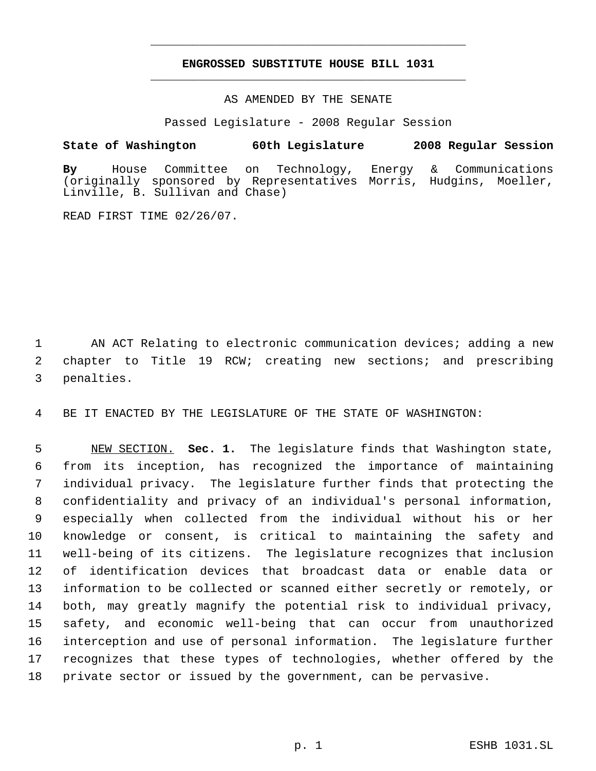# ENGROSSED SUBSTITUTE HOUSE BILL 1031

AS AMENDED BY THE SENATE

Passed Legislature - 2008 Regular Session

**State of Washington 60th Legislature 2008 Regular Session**

**By** House Committee on Technology, Energy & Communications (originally sponsored by Representatives Morris, Hudgins, Moeller, Linville, B. Sullivan and Chase)

READ FIRST TIME 02/26/07.

AN ACT Relating to electronic communication devices; adding a new chapter to Title 19 RCW; creating new sections; and prescribing penalties.

BE IT ENACTED BY THE LEGISLATURE OF THE STATE OF WASHINGTON:

NEW SECTION. **Sec. 1.** The legislature finds that Washington state, from its inception, has recognized the importance of maintaining individual privacy. The legislature further finds that protecting the confidentiality and privacy of an individual's personal information, especially when collected from the individual without his or her knowledge or consent, is critical to maintaining the safety and well-being of its citizens. The legislature recognizes that inclusion of identification devices that broadcast data or enable data or information to be collected or scanned either secretly or remotely, or both, may greatly magnify the potential risk to individual privacy, safety, and economic well-being that can occur from unauthorized interception and use of personal information. The legislature further recognizes that these types of technologies, whether offered by the private sector or issued by the government, can be pervasive.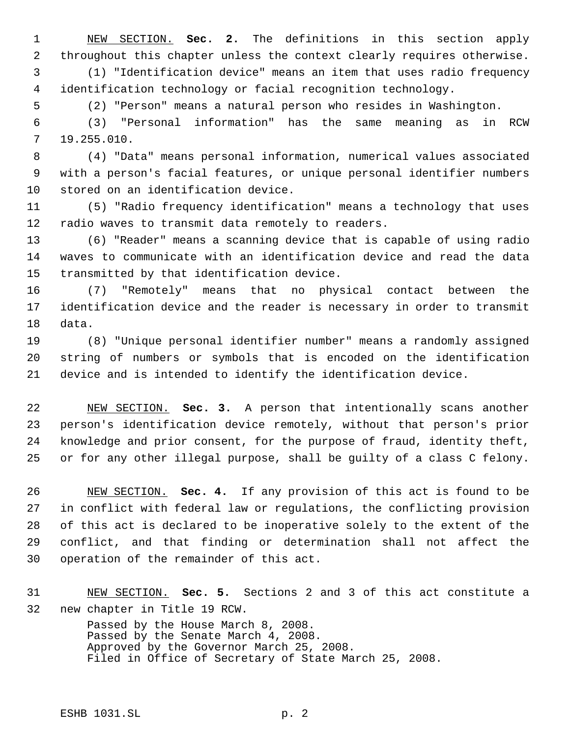NEW SECTION. **Sec. 2.** The definitions in this section apply throughout this chapter unless the context clearly requires otherwise.

(1) "Identification device" means an item that uses radio frequency identification technology or facial recognition technology.

(2) "Person" means a natural person who resides in Washington.

(3) "Personal information" has the same meaning as in RCW 19.255.010.

(4) "Data" means personal information, numerical values associated with a person's facial features, or unique personal identifier numbers stored on an identification device.

(5) "Radio frequency identification" means a technology that uses radio waves to transmit data remotely to readers.

(6) "Reader" means a scanning device that is capable of using radio waves to communicate with an identification device and read the data transmitted by that identification device.

(7) "Remotely" means that no physical contact between the identification device and the reader is necessary in order to transmit data.

(8) "Unique personal identifier number" means a randomly assigned string of numbers or symbols that is encoded on the identification device and is intended to identify the identification device.

NEW SECTION. **Sec. 3.** A person that intentionally scans another person's identification device remotely, without that person's prior knowledge and prior consent, for the purpose of fraud, identity theft, or for any other illegal purpose, shall be guilty of a class C felony.

NEW SECTION. **Sec. 4.** If any provision of this act is found to be in conflict with federal law or regulations, the conflicting provision of this act is declared to be inoperative solely to the extent of the conflict, and that finding or determination shall not affect the operation of the remainder of this act.

NEW SECTION. **Sec. 5.** Sections 2 and 3 of this act constitute a new chapter in Title 19 RCW.

Passed by the House March 8, 2008.
Passed by the Senate March 4, 2008.
Approved by the Governor March 25, 2008.
Filed in Office of Secretary of State March 25, 2008.